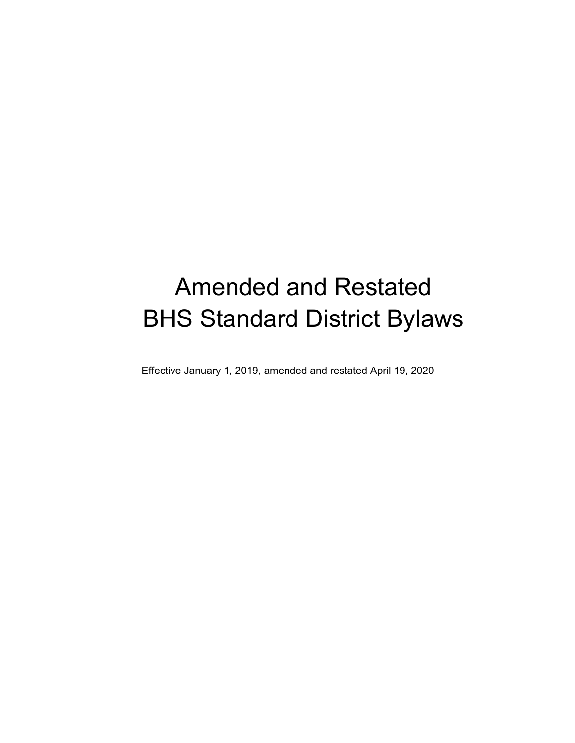# Amended and Restated BHS Standard District Bylaws

Effective January 1, 2019, amended and restated April 19, 2020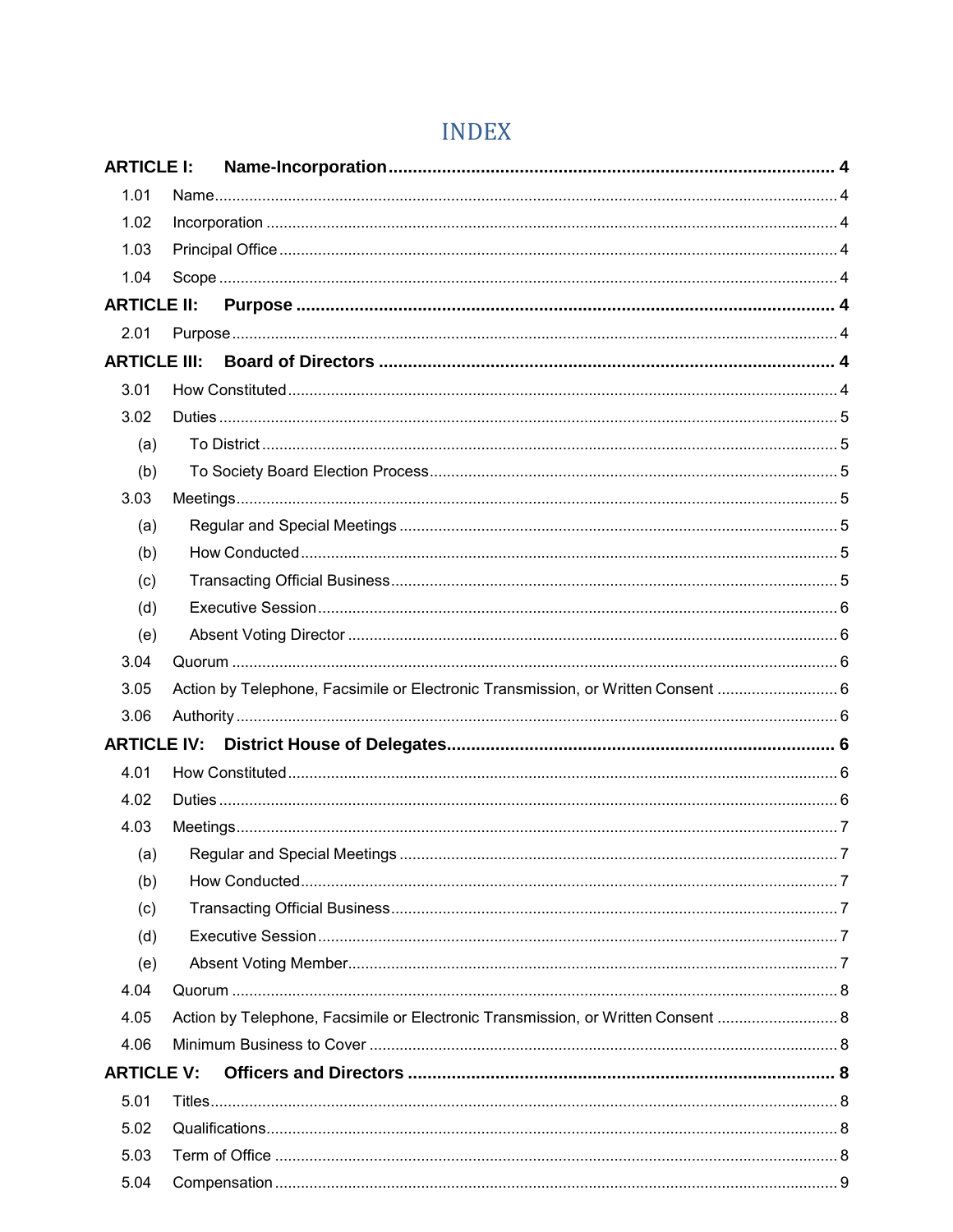# INDEX

**ARTICLE I: Name-Incorporation** .......... **4**

- 1.01 Name .......... 4
- 1.02 Incorporation .......... 4
- 1.03 Principal Office .......... 4
- 1.04 Scope .......... 4

**ARTICLE II: Purpose** .......... **4**

- 2.01 Purpose .......... 4

**ARTICLE III: Board of Directors** .......... **4**

- 3.01 How Constituted .......... 4
- 3.02 Duties .......... 5
  - (a) To District .......... 5
  - (b) To Society Board Election Process .......... 5
- 3.03 Meetings .......... 5
  - (a) Regular and Special Meetings .......... 5
  - (b) How Conducted .......... 5
  - (c) Transacting Official Business .......... 5
  - (d) Executive Session .......... 6
  - (e) Absent Voting Director .......... 6
- 3.04 Quorum .......... 6
- 3.05 Action by Telephone, Facsimile or Electronic Transmission, or Written Consent .......... 6
- 3.06 Authority .......... 6

**ARTICLE IV: District House of Delegates** .......... **6**

- 4.01 How Constituted .......... 6
- 4.02 Duties .......... 6
- 4.03 Meetings .......... 7
  - (a) Regular and Special Meetings .......... 7
  - (b) How Conducted .......... 7
  - (c) Transacting Official Business .......... 7
  - (d) Executive Session .......... 7
  - (e) Absent Voting Member .......... 7
- 4.04 Quorum .......... 8
- 4.05 Action by Telephone, Facsimile or Electronic Transmission, or Written Consent .......... 8
- 4.06 Minimum Business to Cover .......... 8

**ARTICLE V: Officers and Directors** .......... **8**

- 5.01 Titles .......... 8
- 5.02 Qualifications .......... 8
- 5.03 Term of Office .......... 8
- 5.04 Compensation .......... 9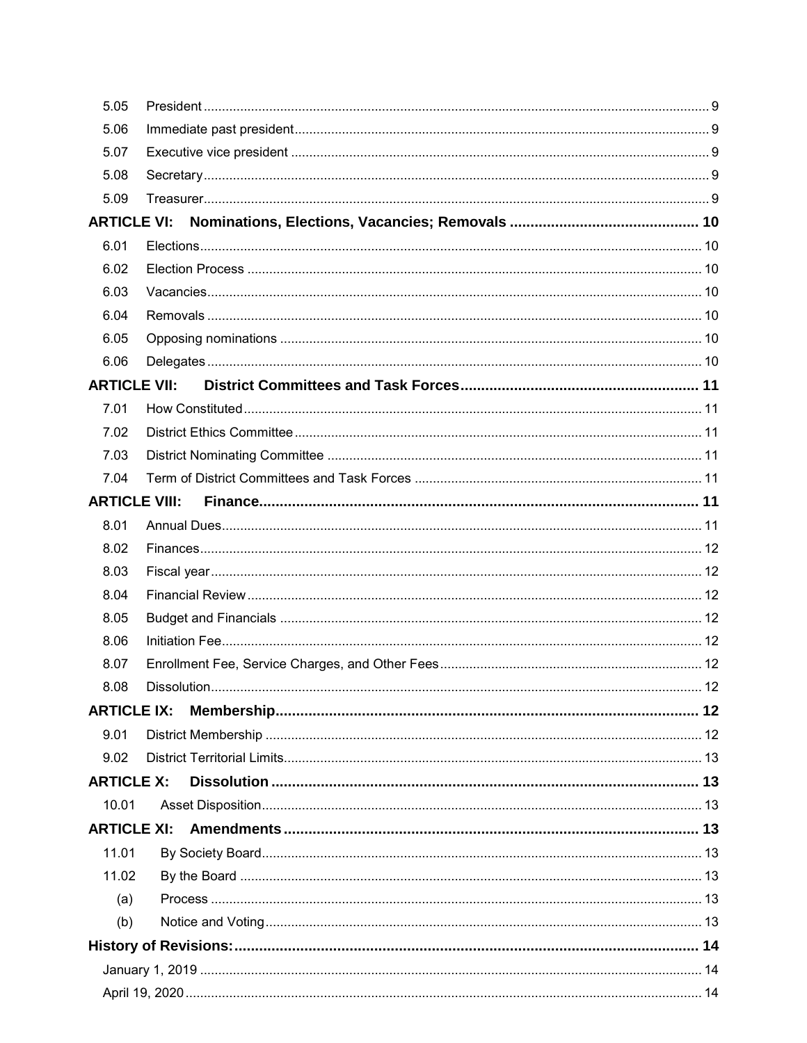| | | |
|---|---|---|
| 5.05 | President | 9 |
| 5.06 | Immediate past president | 9 |
| 5.07 | Executive vice president | 9 |
| 5.08 | Secretary | 9 |
| 5.09 | Treasurer | 9 |
| **ARTICLE VI:** | **Nominations, Elections, Vacancies; Removals** | **10** |
| 6.01 | Elections | 10 |
| 6.02 | Election Process | 10 |
| 6.03 | Vacancies | 10 |
| 6.04 | Removals | 10 |
| 6.05 | Opposing nominations | 10 |
| 6.06 | Delegates | 10 |
| **ARTICLE VII:** | **District Committees and Task Forces** | **11** |
| 7.01 | How Constituted | 11 |
| 7.02 | District Ethics Committee | 11 |
| 7.03 | District Nominating Committee | 11 |
| 7.04 | Term of District Committees and Task Forces | 11 |
| **ARTICLE VIII:** | **Finance** | **11** |
| 8.01 | Annual Dues | 11 |
| 8.02 | Finances | 12 |
| 8.03 | Fiscal year | 12 |
| 8.04 | Financial Review | 12 |
| 8.05 | Budget and Financials | 12 |
| 8.06 | Initiation Fee | 12 |
| 8.07 | Enrollment Fee, Service Charges, and Other Fees | 12 |
| 8.08 | Dissolution | 12 |
| **ARTICLE IX:** | **Membership** | **12** |
| 9.01 | District Membership | 12 |
| 9.02 | District Territorial Limits | 13 |
| **ARTICLE X:** | **Dissolution** | **13** |
| 10.01 | Asset Disposition | 13 |
| **ARTICLE XI:** | **Amendments** | **13** |
| 11.01 | By Society Board | 13 |
| 11.02 | By the Board | 13 |
| (a) | Process | 13 |
| (b) | Notice and Voting | 13 |
| **History of Revisions:** | | **14** |
| January 1, 2019 | | 14 |
| April 19, 2020 | | 14 |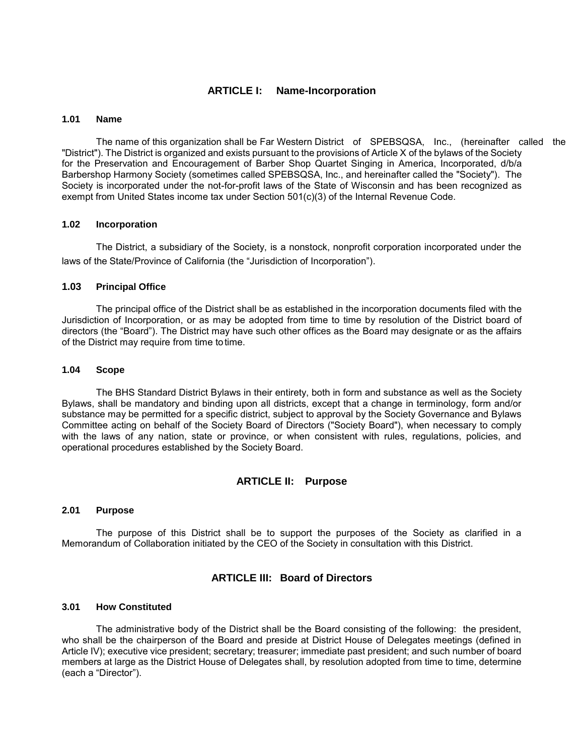## ARTICLE I: Name-Incorporation

### 1.01 Name

The name of this organization shall be Far Western District of SPEBSQSA, Inc., (hereinafter called the "District"). The District is organized and exists pursuant to the provisions of Article X of the bylaws of the Society for the Preservation and Encouragement of Barber Shop Quartet Singing in America, Incorporated, d/b/a Barbershop Harmony Society (sometimes called SPEBSQSA, Inc., and hereinafter called the "Society"). The Society is incorporated under the not-for-profit laws of the State of Wisconsin and has been recognized as exempt from United States income tax under Section 501(c)(3) of the Internal Revenue Code.

### 1.02 Incorporation

The District, a subsidiary of the Society, is a nonstock, nonprofit corporation incorporated under the laws of the State/Province of California (the "Jurisdiction of Incorporation").

### 1.03 Principal Office

The principal office of the District shall be as established in the incorporation documents filed with the Jurisdiction of Incorporation, or as may be adopted from time to time by resolution of the District board of directors (the "Board"). The District may have such other offices as the Board may designate or as the affairs of the District may require from time to time.

### 1.04 Scope

The BHS Standard District Bylaws in their entirety, both in form and substance as well as the Society Bylaws, shall be mandatory and binding upon all districts, except that a change in terminology, form and/or substance may be permitted for a specific district, subject to approval by the Society Governance and Bylaws Committee acting on behalf of the Society Board of Directors ("Society Board"), when necessary to comply with the laws of any nation, state or province, or when consistent with rules, regulations, policies, and operational procedures established by the Society Board.

## ARTICLE II: Purpose

### 2.01 Purpose

The purpose of this District shall be to support the purposes of the Society as clarified in a Memorandum of Collaboration initiated by the CEO of the Society in consultation with this District.

## ARTICLE III: Board of Directors

### 3.01 How Constituted

The administrative body of the District shall be the Board consisting of the following: the president, who shall be the chairperson of the Board and preside at District House of Delegates meetings (defined in Article IV); executive vice president; secretary; treasurer; immediate past president; and such number of board members at large as the District House of Delegates shall, by resolution adopted from time to time, determine (each a "Director").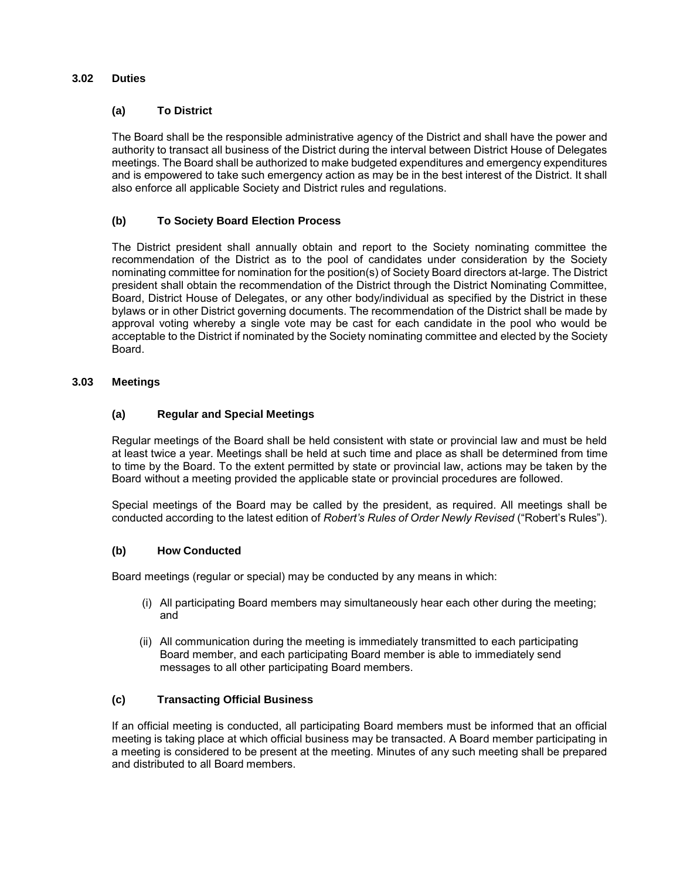### 3.02 Duties

#### (a) To District

The Board shall be the responsible administrative agency of the District and shall have the power and authority to transact all business of the District during the interval between District House of Delegates meetings. The Board shall be authorized to make budgeted expenditures and emergency expenditures and is empowered to take such emergency action as may be in the best interest of the District. It shall also enforce all applicable Society and District rules and regulations.

#### (b) To Society Board Election Process

The District president shall annually obtain and report to the Society nominating committee the recommendation of the District as to the pool of candidates under consideration by the Society nominating committee for nomination for the position(s) of Society Board directors at-large. The District president shall obtain the recommendation of the District through the District Nominating Committee, Board, District House of Delegates, or any other body/individual as specified by the District in these bylaws or in other District governing documents. The recommendation of the District shall be made by approval voting whereby a single vote may be cast for each candidate in the pool who would be acceptable to the District if nominated by the Society nominating committee and elected by the Society Board.

### 3.03 Meetings

#### (a) Regular and Special Meetings

Regular meetings of the Board shall be held consistent with state or provincial law and must be held at least twice a year. Meetings shall be held at such time and place as shall be determined from time to time by the Board. To the extent permitted by state or provincial law, actions may be taken by the Board without a meeting provided the applicable state or provincial procedures are followed.

Special meetings of the Board may be called by the president, as required. All meetings shall be conducted according to the latest edition of *Robert's Rules of Order Newly Revised* ("Robert's Rules").

#### (b) How Conducted

Board meetings (regular or special) may be conducted by any means in which:

(i) All participating Board members may simultaneously hear each other during the meeting; and

(ii) All communication during the meeting is immediately transmitted to each participating Board member, and each participating Board member is able to immediately send messages to all other participating Board members.

#### (c) Transacting Official Business

If an official meeting is conducted, all participating Board members must be informed that an official meeting is taking place at which official business may be transacted. A Board member participating in a meeting is considered to be present at the meeting. Minutes of any such meeting shall be prepared and distributed to all Board members.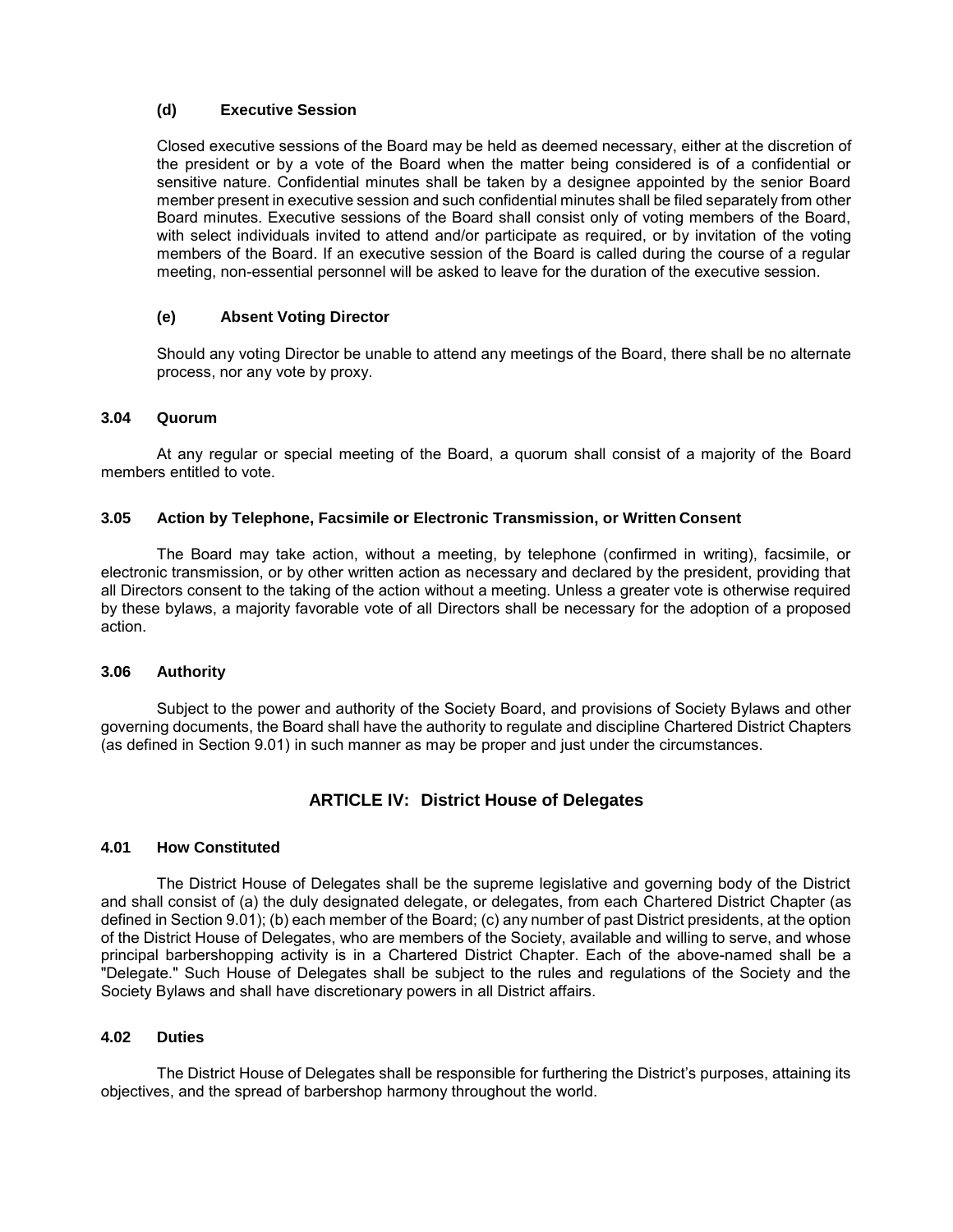#### (d) Executive Session

Closed executive sessions of the Board may be held as deemed necessary, either at the discretion of the president or by a vote of the Board when the matter being considered is of a confidential or sensitive nature. Confidential minutes shall be taken by a designee appointed by the senior Board member present in executive session and such confidential minutes shall be filed separately from other Board minutes. Executive sessions of the Board shall consist only of voting members of the Board, with select individuals invited to attend and/or participate as required, or by invitation of the voting members of the Board. If an executive session of the Board is called during the course of a regular meeting, non-essential personnel will be asked to leave for the duration of the executive session.

#### (e) Absent Voting Director

Should any voting Director be unable to attend any meetings of the Board, there shall be no alternate process, nor any vote by proxy.

### 3.04 Quorum

At any regular or special meeting of the Board, a quorum shall consist of a majority of the Board members entitled to vote.

### 3.05 Action by Telephone, Facsimile or Electronic Transmission, or Written Consent

The Board may take action, without a meeting, by telephone (confirmed in writing), facsimile, or electronic transmission, or by other written action as necessary and declared by the president, providing that all Directors consent to the taking of the action without a meeting. Unless a greater vote is otherwise required by these bylaws, a majority favorable vote of all Directors shall be necessary for the adoption of a proposed action.

### 3.06 Authority

Subject to the power and authority of the Society Board, and provisions of Society Bylaws and other governing documents, the Board shall have the authority to regulate and discipline Chartered District Chapters (as defined in Section 9.01) in such manner as may be proper and just under the circumstances.

## ARTICLE IV: District House of Delegates

### 4.01 How Constituted

The District House of Delegates shall be the supreme legislative and governing body of the District and shall consist of (a) the duly designated delegate, or delegates, from each Chartered District Chapter (as defined in Section 9.01); (b) each member of the Board; (c) any number of past District presidents, at the option of the District House of Delegates, who are members of the Society, available and willing to serve, and whose principal barbershopping activity is in a Chartered District Chapter. Each of the above-named shall be a "Delegate." Such House of Delegates shall be subject to the rules and regulations of the Society and the Society Bylaws and shall have discretionary powers in all District affairs.

### 4.02 Duties

The District House of Delegates shall be responsible for furthering the District's purposes, attaining its objectives, and the spread of barbershop harmony throughout the world.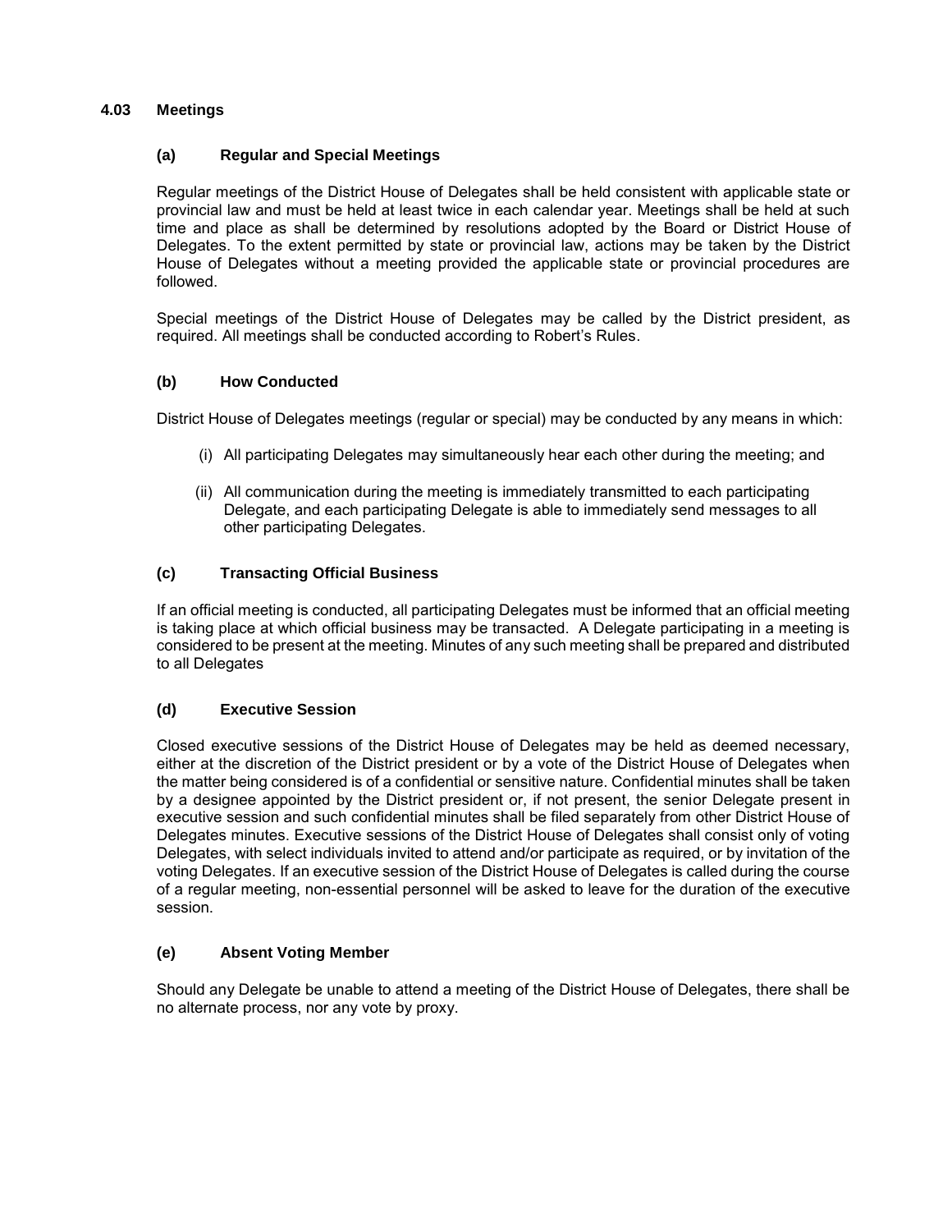## 4.03 Meetings

### (a) Regular and Special Meetings

Regular meetings of the District House of Delegates shall be held consistent with applicable state or provincial law and must be held at least twice in each calendar year. Meetings shall be held at such time and place as shall be determined by resolutions adopted by the Board or District House of Delegates. To the extent permitted by state or provincial law, actions may be taken by the District House of Delegates without a meeting provided the applicable state or provincial procedures are followed.

Special meetings of the District House of Delegates may be called by the District president, as required. All meetings shall be conducted according to Robert's Rules.

### (b) How Conducted

District House of Delegates meetings (regular or special) may be conducted by any means in which:

(i) All participating Delegates may simultaneously hear each other during the meeting; and

(ii) All communication during the meeting is immediately transmitted to each participating Delegate, and each participating Delegate is able to immediately send messages to all other participating Delegates.

### (c) Transacting Official Business

If an official meeting is conducted, all participating Delegates must be informed that an official meeting is taking place at which official business may be transacted. A Delegate participating in a meeting is considered to be present at the meeting. Minutes of any such meeting shall be prepared and distributed to all Delegates

### (d) Executive Session

Closed executive sessions of the District House of Delegates may be held as deemed necessary, either at the discretion of the District president or by a vote of the District House of Delegates when the matter being considered is of a confidential or sensitive nature. Confidential minutes shall be taken by a designee appointed by the District president or, if not present, the senior Delegate present in executive session and such confidential minutes shall be filed separately from other District House of Delegates minutes. Executive sessions of the District House of Delegates shall consist only of voting Delegates, with select individuals invited to attend and/or participate as required, or by invitation of the voting Delegates. If an executive session of the District House of Delegates is called during the course of a regular meeting, non-essential personnel will be asked to leave for the duration of the executive session.

### (e) Absent Voting Member

Should any Delegate be unable to attend a meeting of the District House of Delegates, there shall be no alternate process, nor any vote by proxy.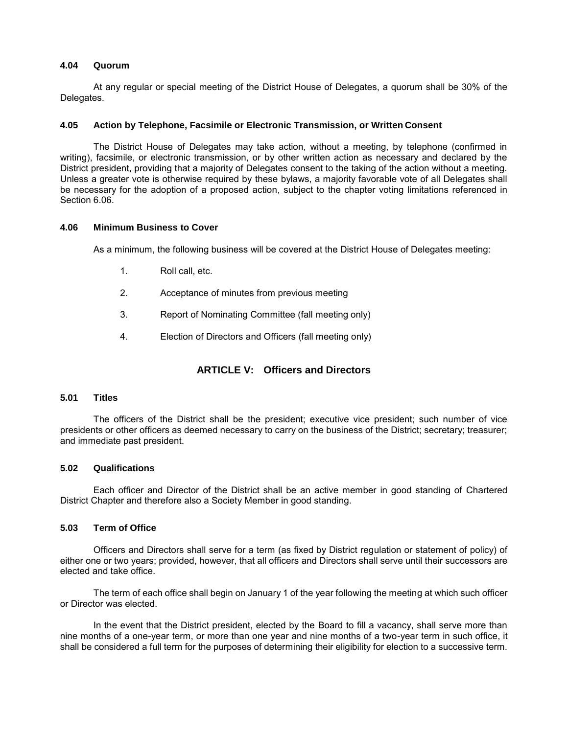#### 4.04 Quorum

At any regular or special meeting of the District House of Delegates, a quorum shall be 30% of the Delegates.

#### 4.05 Action by Telephone, Facsimile or Electronic Transmission, or Written Consent

The District House of Delegates may take action, without a meeting, by telephone (confirmed in writing), facsimile, or electronic transmission, or by other written action as necessary and declared by the District president, providing that a majority of Delegates consent to the taking of the action without a meeting. Unless a greater vote is otherwise required by these bylaws, a majority favorable vote of all Delegates shall be necessary for the adoption of a proposed action, subject to the chapter voting limitations referenced in Section 6.06.

#### 4.06 Minimum Business to Cover

As a minimum, the following business will be covered at the District House of Delegates meeting:

1. Roll call, etc.
2. Acceptance of minutes from previous meeting
3. Report of Nominating Committee (fall meeting only)
4. Election of Directors and Officers (fall meeting only)

## ARTICLE V: Officers and Directors

#### 5.01 Titles

The officers of the District shall be the president; executive vice president; such number of vice presidents or other officers as deemed necessary to carry on the business of the District; secretary; treasurer; and immediate past president.

#### 5.02 Qualifications

Each officer and Director of the District shall be an active member in good standing of Chartered District Chapter and therefore also a Society Member in good standing.

#### 5.03 Term of Office

Officers and Directors shall serve for a term (as fixed by District regulation or statement of policy) of either one or two years; provided, however, that all officers and Directors shall serve until their successors are elected and take office.

The term of each office shall begin on January 1 of the year following the meeting at which such officer or Director was elected.

In the event that the District president, elected by the Board to fill a vacancy, shall serve more than nine months of a one-year term, or more than one year and nine months of a two-year term in such office, it shall be considered a full term for the purposes of determining their eligibility for election to a successive term.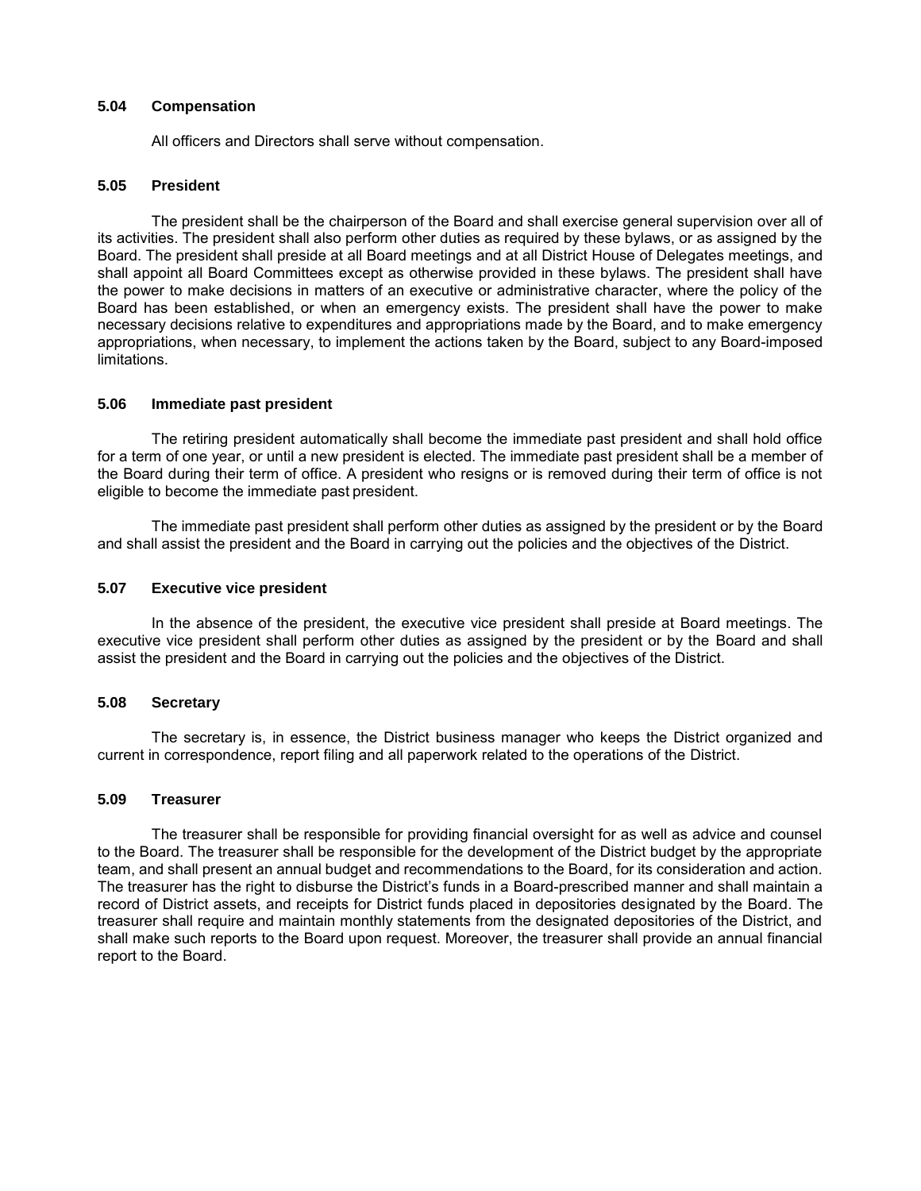### 5.04 Compensation

All officers and Directors shall serve without compensation.

### 5.05 President

The president shall be the chairperson of the Board and shall exercise general supervision over all of its activities. The president shall also perform other duties as required by these bylaws, or as assigned by the Board. The president shall preside at all Board meetings and at all District House of Delegates meetings, and shall appoint all Board Committees except as otherwise provided in these bylaws. The president shall have the power to make decisions in matters of an executive or administrative character, where the policy of the Board has been established, or when an emergency exists. The president shall have the power to make necessary decisions relative to expenditures and appropriations made by the Board, and to make emergency appropriations, when necessary, to implement the actions taken by the Board, subject to any Board-imposed limitations.

### 5.06 Immediate past president

The retiring president automatically shall become the immediate past president and shall hold office for a term of one year, or until a new president is elected. The immediate past president shall be a member of the Board during their term of office. A president who resigns or is removed during their term of office is not eligible to become the immediate past president.

The immediate past president shall perform other duties as assigned by the president or by the Board and shall assist the president and the Board in carrying out the policies and the objectives of the District.

### 5.07 Executive vice president

In the absence of the president, the executive vice president shall preside at Board meetings. The executive vice president shall perform other duties as assigned by the president or by the Board and shall assist the president and the Board in carrying out the policies and the objectives of the District.

### 5.08 Secretary

The secretary is, in essence, the District business manager who keeps the District organized and current in correspondence, report filing and all paperwork related to the operations of the District.

### 5.09 Treasurer

The treasurer shall be responsible for providing financial oversight for as well as advice and counsel to the Board. The treasurer shall be responsible for the development of the District budget by the appropriate team, and shall present an annual budget and recommendations to the Board, for its consideration and action. The treasurer has the right to disburse the District's funds in a Board-prescribed manner and shall maintain a record of District assets, and receipts for District funds placed in depositories designated by the Board. The treasurer shall require and maintain monthly statements from the designated depositories of the District, and shall make such reports to the Board upon request. Moreover, the treasurer shall provide an annual financial report to the Board.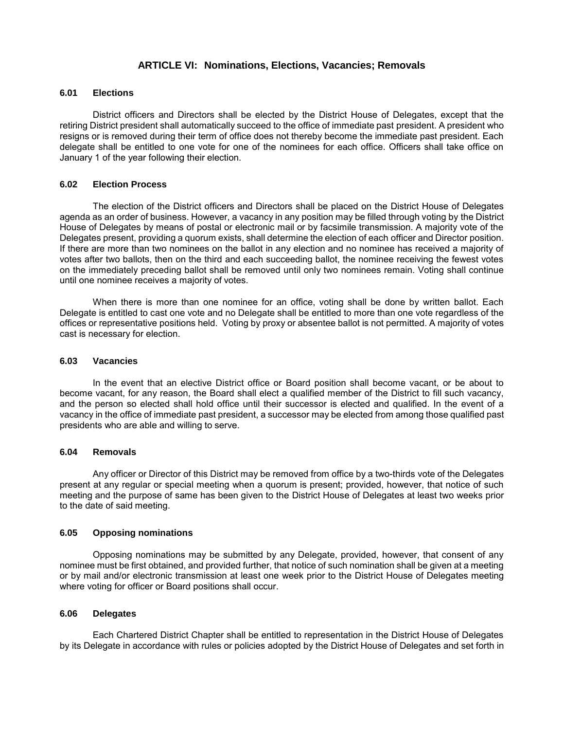## ARTICLE VI: Nominations, Elections, Vacancies; Removals

### 6.01 Elections

District officers and Directors shall be elected by the District House of Delegates, except that the retiring District president shall automatically succeed to the office of immediate past president. A president who resigns or is removed during their term of office does not thereby become the immediate past president. Each delegate shall be entitled to one vote for one of the nominees for each office. Officers shall take office on January 1 of the year following their election.

### 6.02 Election Process

The election of the District officers and Directors shall be placed on the District House of Delegates agenda as an order of business. However, a vacancy in any position may be filled through voting by the District House of Delegates by means of postal or electronic mail or by facsimile transmission. A majority vote of the Delegates present, providing a quorum exists, shall determine the election of each officer and Director position. If there are more than two nominees on the ballot in any election and no nominee has received a majority of votes after two ballots, then on the third and each succeeding ballot, the nominee receiving the fewest votes on the immediately preceding ballot shall be removed until only two nominees remain. Voting shall continue until one nominee receives a majority of votes.

When there is more than one nominee for an office, voting shall be done by written ballot. Each Delegate is entitled to cast one vote and no Delegate shall be entitled to more than one vote regardless of the offices or representative positions held. Voting by proxy or absentee ballot is not permitted. A majority of votes cast is necessary for election.

### 6.03 Vacancies

In the event that an elective District office or Board position shall become vacant, or be about to become vacant, for any reason, the Board shall elect a qualified member of the District to fill such vacancy, and the person so elected shall hold office until their successor is elected and qualified. In the event of a vacancy in the office of immediate past president, a successor may be elected from among those qualified past presidents who are able and willing to serve.

### 6.04 Removals

Any officer or Director of this District may be removed from office by a two-thirds vote of the Delegates present at any regular or special meeting when a quorum is present; provided, however, that notice of such meeting and the purpose of same has been given to the District House of Delegates at least two weeks prior to the date of said meeting.

### 6.05 Opposing nominations

Opposing nominations may be submitted by any Delegate, provided, however, that consent of any nominee must be first obtained, and provided further, that notice of such nomination shall be given at a meeting or by mail and/or electronic transmission at least one week prior to the District House of Delegates meeting where voting for officer or Board positions shall occur.

### 6.06 Delegates

Each Chartered District Chapter shall be entitled to representation in the District House of Delegates by its Delegate in accordance with rules or policies adopted by the District House of Delegates and set forth in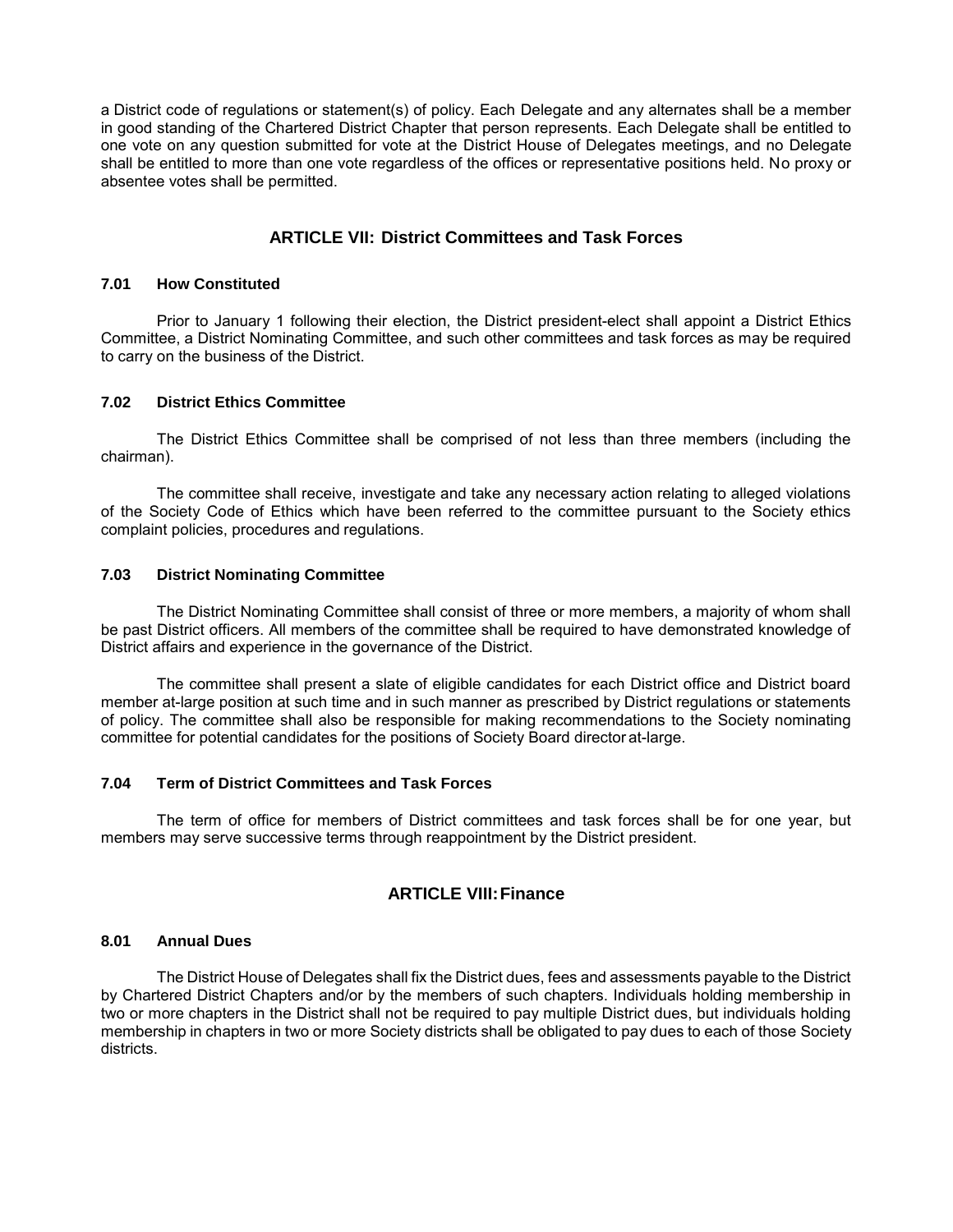a District code of regulations or statement(s) of policy. Each Delegate and any alternates shall be a member in good standing of the Chartered District Chapter that person represents. Each Delegate shall be entitled to one vote on any question submitted for vote at the District House of Delegates meetings, and no Delegate shall be entitled to more than one vote regardless of the offices or representative positions held. No proxy or absentee votes shall be permitted.

## ARTICLE VII: District Committees and Task Forces

### 7.01 How Constituted

Prior to January 1 following their election, the District president-elect shall appoint a District Ethics Committee, a District Nominating Committee, and such other committees and task forces as may be required to carry on the business of the District.

### 7.02 District Ethics Committee

The District Ethics Committee shall be comprised of not less than three members (including the chairman).

The committee shall receive, investigate and take any necessary action relating to alleged violations of the Society Code of Ethics which have been referred to the committee pursuant to the Society ethics complaint policies, procedures and regulations.

### 7.03 District Nominating Committee

The District Nominating Committee shall consist of three or more members, a majority of whom shall be past District officers. All members of the committee shall be required to have demonstrated knowledge of District affairs and experience in the governance of the District.

The committee shall present a slate of eligible candidates for each District office and District board member at-large position at such time and in such manner as prescribed by District regulations or statements of policy. The committee shall also be responsible for making recommendations to the Society nominating committee for potential candidates for the positions of Society Board director at-large.

### 7.04 Term of District Committees and Task Forces

The term of office for members of District committees and task forces shall be for one year, but members may serve successive terms through reappointment by the District president.

## ARTICLE VIII: Finance

### 8.01 Annual Dues

The District House of Delegates shall fix the District dues, fees and assessments payable to the District by Chartered District Chapters and/or by the members of such chapters. Individuals holding membership in two or more chapters in the District shall not be required to pay multiple District dues, but individuals holding membership in chapters in two or more Society districts shall be obligated to pay dues to each of those Society districts.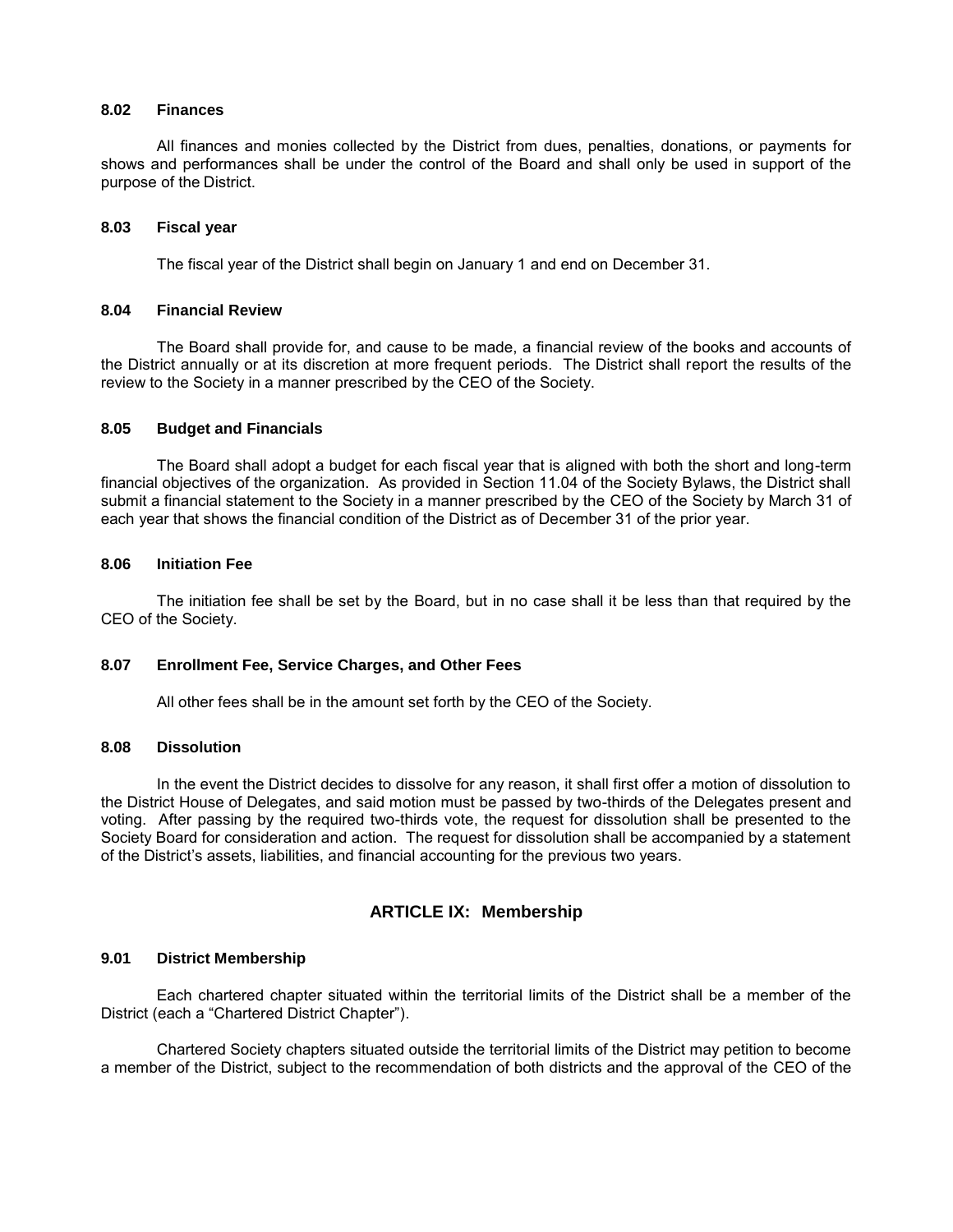### 8.02 Finances

All finances and monies collected by the District from dues, penalties, donations, or payments for shows and performances shall be under the control of the Board and shall only be used in support of the purpose of the District.

### 8.03 Fiscal year

The fiscal year of the District shall begin on January 1 and end on December 31.

### 8.04 Financial Review

The Board shall provide for, and cause to be made, a financial review of the books and accounts of the District annually or at its discretion at more frequent periods. The District shall report the results of the review to the Society in a manner prescribed by the CEO of the Society.

### 8.05 Budget and Financials

The Board shall adopt a budget for each fiscal year that is aligned with both the short and long-term financial objectives of the organization. As provided in Section 11.04 of the Society Bylaws, the District shall submit a financial statement to the Society in a manner prescribed by the CEO of the Society by March 31 of each year that shows the financial condition of the District as of December 31 of the prior year.

### 8.06 Initiation Fee

The initiation fee shall be set by the Board, but in no case shall it be less than that required by the CEO of the Society.

### 8.07 Enrollment Fee, Service Charges, and Other Fees

All other fees shall be in the amount set forth by the CEO of the Society.

### 8.08 Dissolution

In the event the District decides to dissolve for any reason, it shall first offer a motion of dissolution to the District House of Delegates, and said motion must be passed by two-thirds of the Delegates present and voting. After passing by the required two-thirds vote, the request for dissolution shall be presented to the Society Board for consideration and action. The request for dissolution shall be accompanied by a statement of the District's assets, liabilities, and financial accounting for the previous two years.

## ARTICLE IX: Membership

### 9.01 District Membership

Each chartered chapter situated within the territorial limits of the District shall be a member of the District (each a "Chartered District Chapter").

Chartered Society chapters situated outside the territorial limits of the District may petition to become a member of the District, subject to the recommendation of both districts and the approval of the CEO of the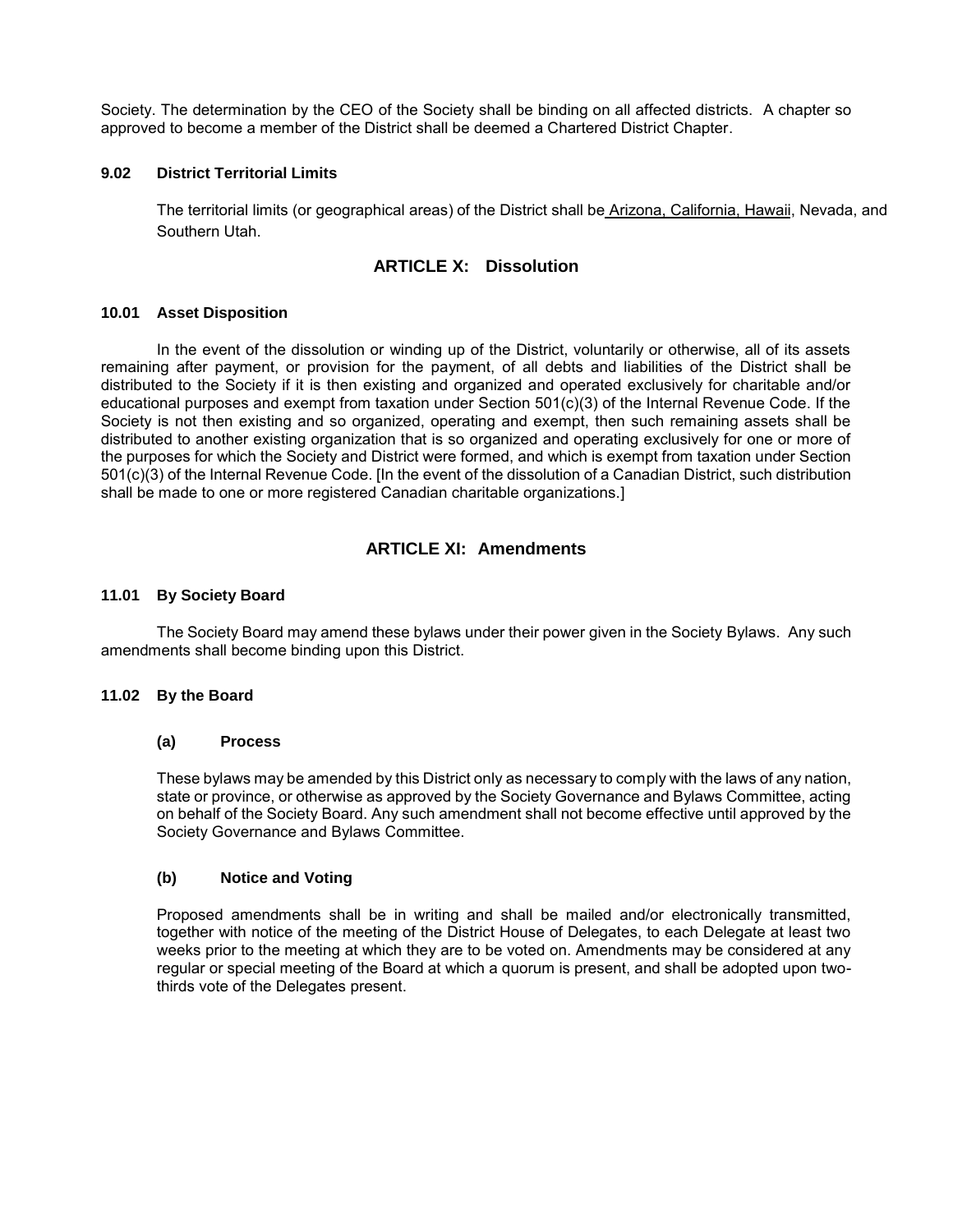Society. The determination by the CEO of the Society shall be binding on all affected districts. A chapter so approved to become a member of the District shall be deemed a Chartered District Chapter.

#### 9.02 District Territorial Limits

The territorial limits (or geographical areas) of the District shall be Arizona, California, Hawaii, Nevada, and Southern Utah.

## ARTICLE X: Dissolution

#### 10.01 Asset Disposition

In the event of the dissolution or winding up of the District, voluntarily or otherwise, all of its assets remaining after payment, or provision for the payment, of all debts and liabilities of the District shall be distributed to the Society if it is then existing and organized and operated exclusively for charitable and/or educational purposes and exempt from taxation under Section 501(c)(3) of the Internal Revenue Code. If the Society is not then existing and so organized, operating and exempt, then such remaining assets shall be distributed to another existing organization that is so organized and operating exclusively for one or more of the purposes for which the Society and District were formed, and which is exempt from taxation under Section 501(c)(3) of the Internal Revenue Code. [In the event of the dissolution of a Canadian District, such distribution shall be made to one or more registered Canadian charitable organizations.]

## ARTICLE XI: Amendments

#### 11.01 By Society Board

The Society Board may amend these bylaws under their power given in the Society Bylaws. Any such amendments shall become binding upon this District.

#### 11.02 By the Board

##### (a) Process

These bylaws may be amended by this District only as necessary to comply with the laws of any nation, state or province, or otherwise as approved by the Society Governance and Bylaws Committee, acting on behalf of the Society Board. Any such amendment shall not become effective until approved by the Society Governance and Bylaws Committee.

##### (b) Notice and Voting

Proposed amendments shall be in writing and shall be mailed and/or electronically transmitted, together with notice of the meeting of the District House of Delegates, to each Delegate at least two weeks prior to the meeting at which they are to be voted on. Amendments may be considered at any regular or special meeting of the Board at which a quorum is present, and shall be adopted upon two-thirds vote of the Delegates present.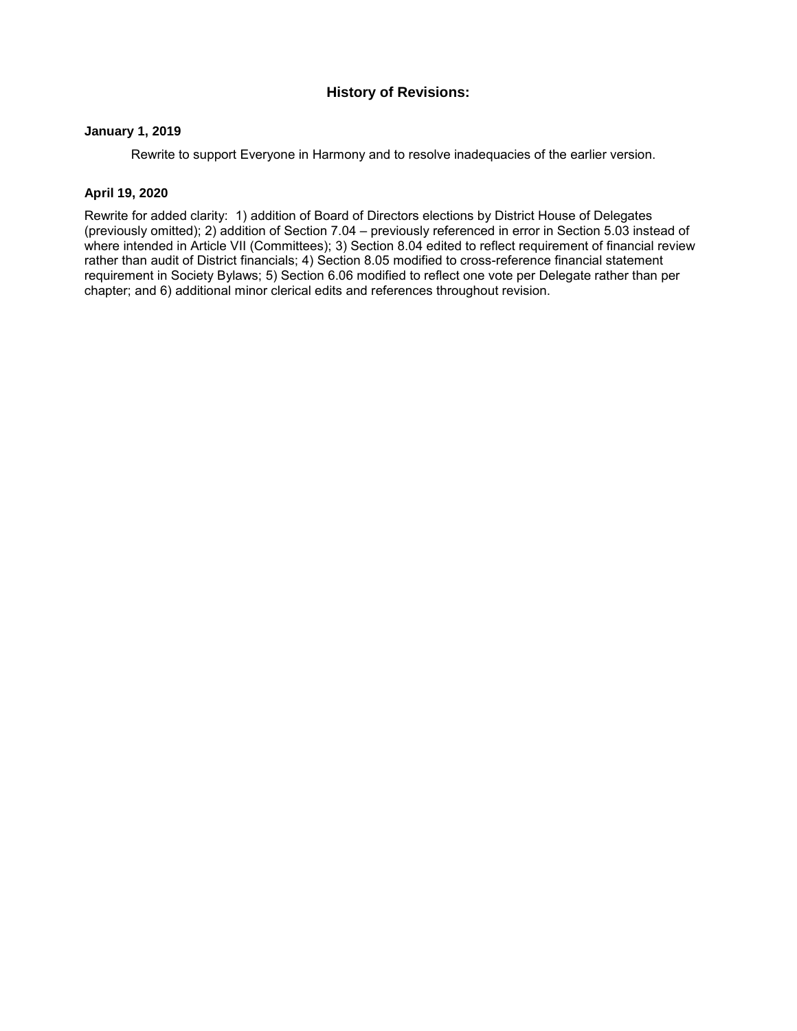## History of Revisions:

**January 1, 2019**

Rewrite to support Everyone in Harmony and to resolve inadequacies of the earlier version.

**April 19, 2020**

Rewrite for added clarity: 1) addition of Board of Directors elections by District House of Delegates (previously omitted); 2) addition of Section 7.04 – previously referenced in error in Section 5.03 instead of where intended in Article VII (Committees); 3) Section 8.04 edited to reflect requirement of financial review rather than audit of District financials; 4) Section 8.05 modified to cross-reference financial statement requirement in Society Bylaws; 5) Section 6.06 modified to reflect one vote per Delegate rather than per chapter; and 6) additional minor clerical edits and references throughout revision.